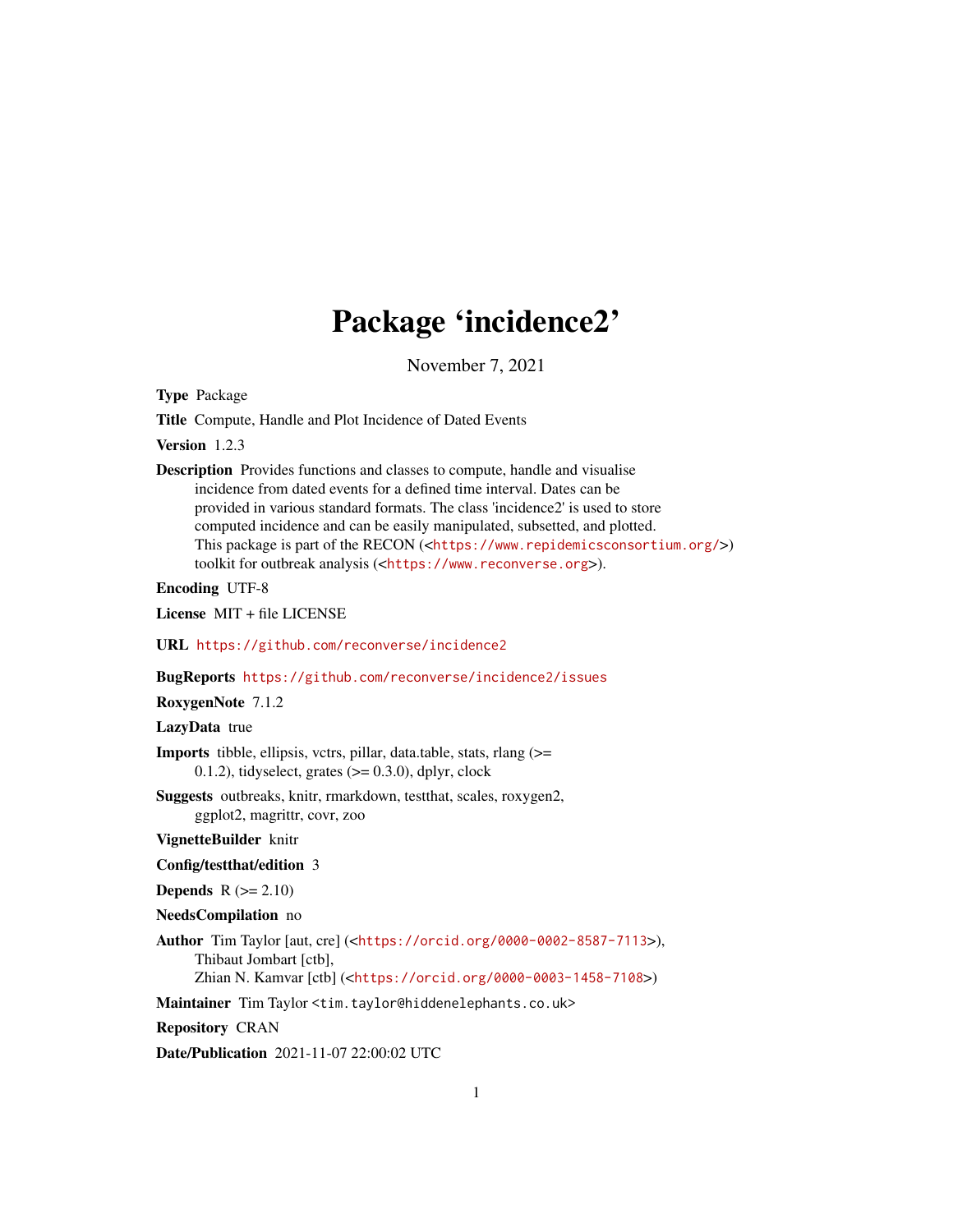# Package 'incidence2'

November 7, 2021

**Type** Package

**Title** Compute, Handle and Plot Incidence of Dated Events

**Version** 1.2.3

**Description** Provides functions and classes to compute, handle and visualise incidence from dated events for a defined time interval. Dates can be provided in various standard formats. The class 'incidence2' is used to store computed incidence and can be easily manipulated, subsetted, and plotted. This package is part of the RECON (<https://www.repidemicsconsortium.org/>) toolkit for outbreak analysis (<https://www.reconverse.org>).

**Encoding** UTF-8

**License** MIT + file LICENSE

**URL** https://github.com/reconverse/incidence2

**BugReports** https://github.com/reconverse/incidence2/issues

**RoxygenNote** 7.1.2

**LazyData** true

**Imports** tibble, ellipsis, vctrs, pillar, data.table, stats, rlang (>= 0.1.2), tidyselect, grates (>= 0.3.0), dplyr, clock

**Suggests** outbreaks, knitr, rmarkdown, testthat, scales, roxygen2, ggplot2, magrittr, covr, zoo

**VignetteBuilder** knitr

**Config/testthat/edition** 3

**Depends** R (>= 2.10)

**NeedsCompilation** no

**Author** Tim Taylor [aut, cre] (<https://orcid.org/0000-0002-8587-7113>), Thibaut Jombart [ctb], Zhian N. Kamvar [ctb] (<https://orcid.org/0000-0003-1458-7108>)

**Maintainer** Tim Taylor <tim.taylor@hiddenelephants.co.uk>

**Repository** CRAN

**Date/Publication** 2021-11-07 22:00:02 UTC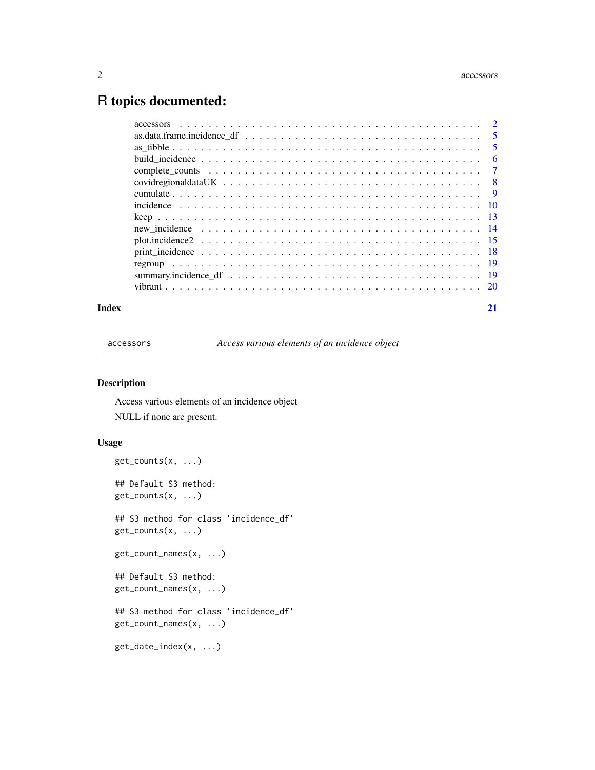# R topics documented:

| | |
|---|---|
| accessors | 2 |
| as.data.frame.incidence_df | 5 |
| as_tibble | 5 |
| build_incidence | 6 |
| complete_counts | 7 |
| covidregionaldataUK | 8 |
| cumulate | 9 |
| incidence | 10 |
| keep | 13 |
| new_incidence | 14 |
| plot.incidence2 | 15 |
| print_incidence | 18 |
| regroup | 19 |
| summary.incidence_df | 19 |
| vibrant | 20 |
| **Index** | **21** |

---

`accessors` *Access various elements of an incidence object*

---

## Description

Access various elements of an incidence object

NULL if none are present.

## Usage

```
get_counts(x, ...)

## Default S3 method:
get_counts(x, ...)

## S3 method for class 'incidence_df'
get_counts(x, ...)

get_count_names(x, ...)

## Default S3 method:
get_count_names(x, ...)

## S3 method for class 'incidence_df'
get_count_names(x, ...)

get_date_index(x, ...)
```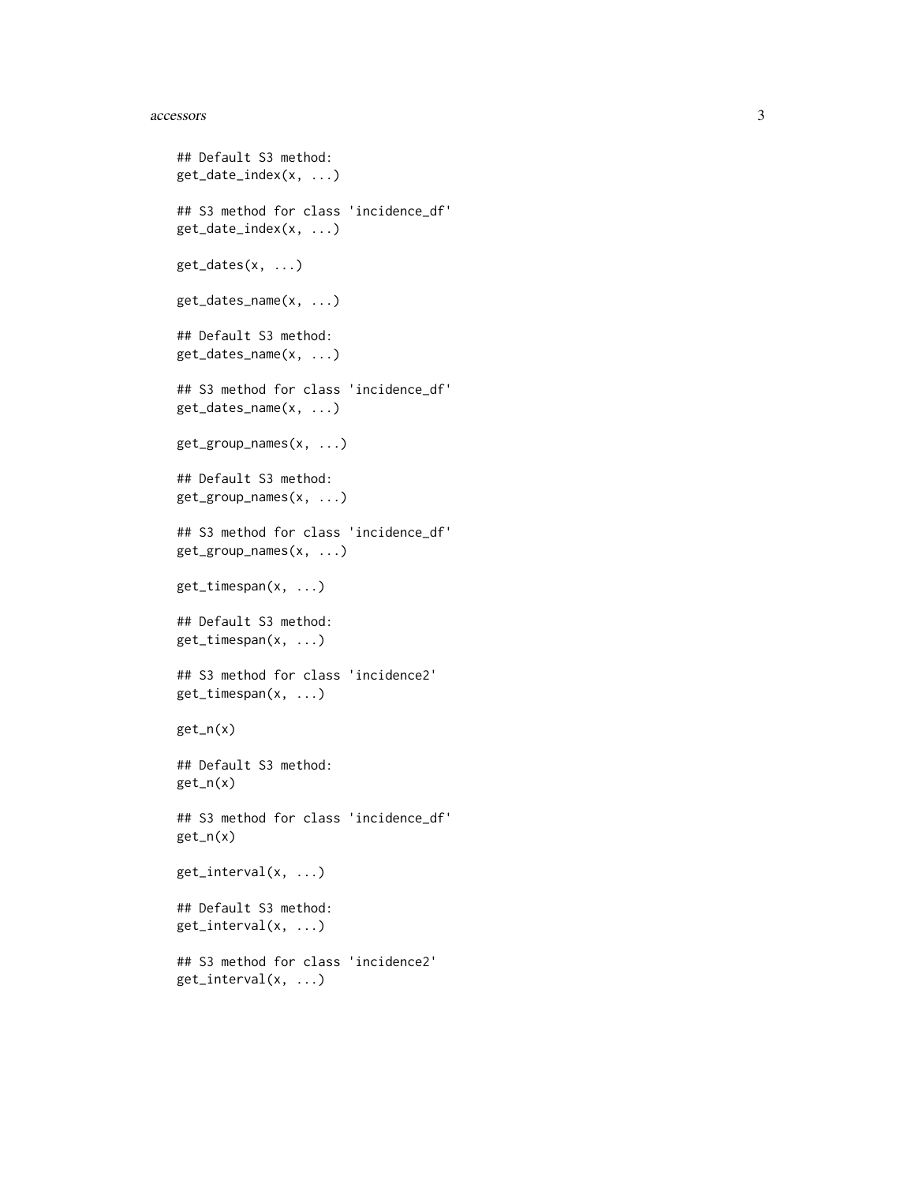```
## Default S3 method:
get_date_index(x, ...)

## S3 method for class 'incidence_df'
get_date_index(x, ...)

get_dates(x, ...)

get_dates_name(x, ...)

## Default S3 method:
get_dates_name(x, ...)

## S3 method for class 'incidence_df'
get_dates_name(x, ...)

get_group_names(x, ...)

## Default S3 method:
get_group_names(x, ...)

## S3 method for class 'incidence_df'
get_group_names(x, ...)

get_timespan(x, ...)

## Default S3 method:
get_timespan(x, ...)

## S3 method for class 'incidence2'
get_timespan(x, ...)

get_n(x)

## Default S3 method:
get_n(x)

## S3 method for class 'incidence_df'
get_n(x)

get_interval(x, ...)

## Default S3 method:
get_interval(x, ...)

## S3 method for class 'incidence2'
get_interval(x, ...)
```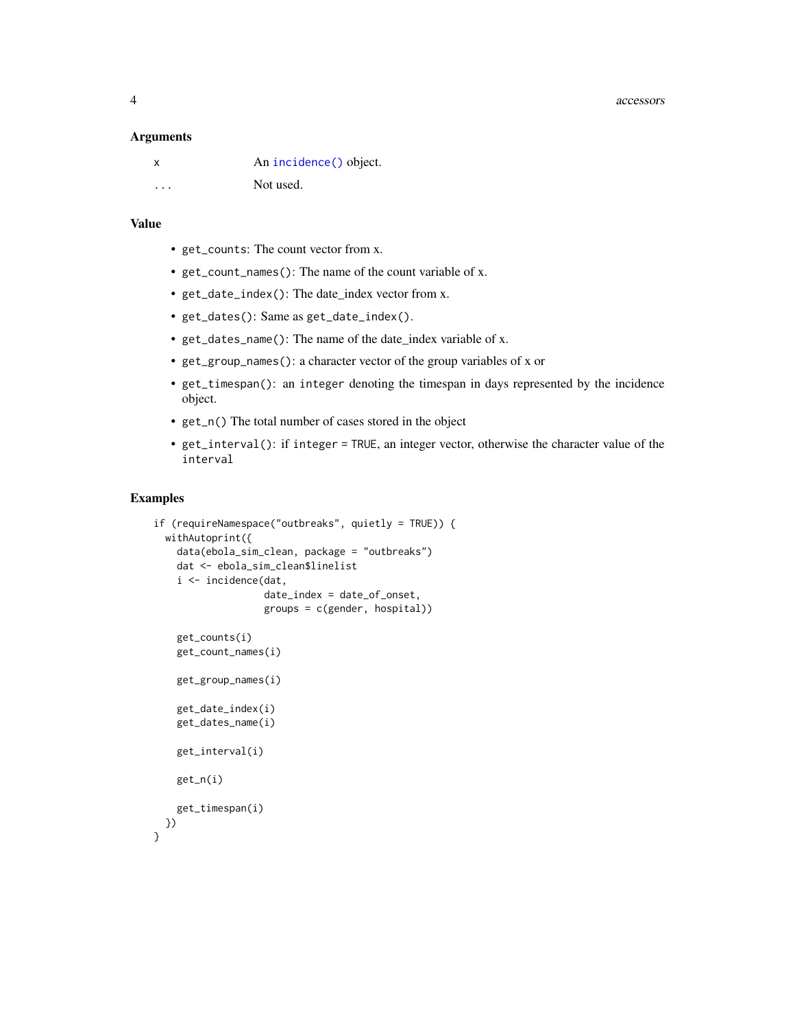## Arguments

| | |
|---|---|
| `x` | An `incidence()` object. |
| `...` | Not used. |

## Value

- `get_counts`: The count vector from x.
- `get_count_names()`: The name of the count variable of x.
- `get_date_index()`: The date_index vector from x.
- `get_dates()`: Same as `get_date_index()`.
- `get_dates_name()`: The name of the date_index variable of x.
- `get_group_names()`: a character vector of the group variables of x or
- `get_timespan()`: an `integer` denoting the timespan in days represented by the incidence object.
- `get_n()` The total number of cases stored in the object
- `get_interval()`: if `integer = TRUE`, an integer vector, otherwise the character value of the `interval`

## Examples

```
if (requireNamespace("outbreaks", quietly = TRUE)) {
  withAutoprint({
    data(ebola_sim_clean, package = "outbreaks")
    dat <- ebola_sim_clean$linelist
    i <- incidence(dat,
                   date_index = date_of_onset,
                   groups = c(gender, hospital))

    get_counts(i)
    get_count_names(i)

    get_group_names(i)

    get_date_index(i)
    get_dates_name(i)

    get_interval(i)

    get_n(i)

    get_timespan(i)
  })
}
```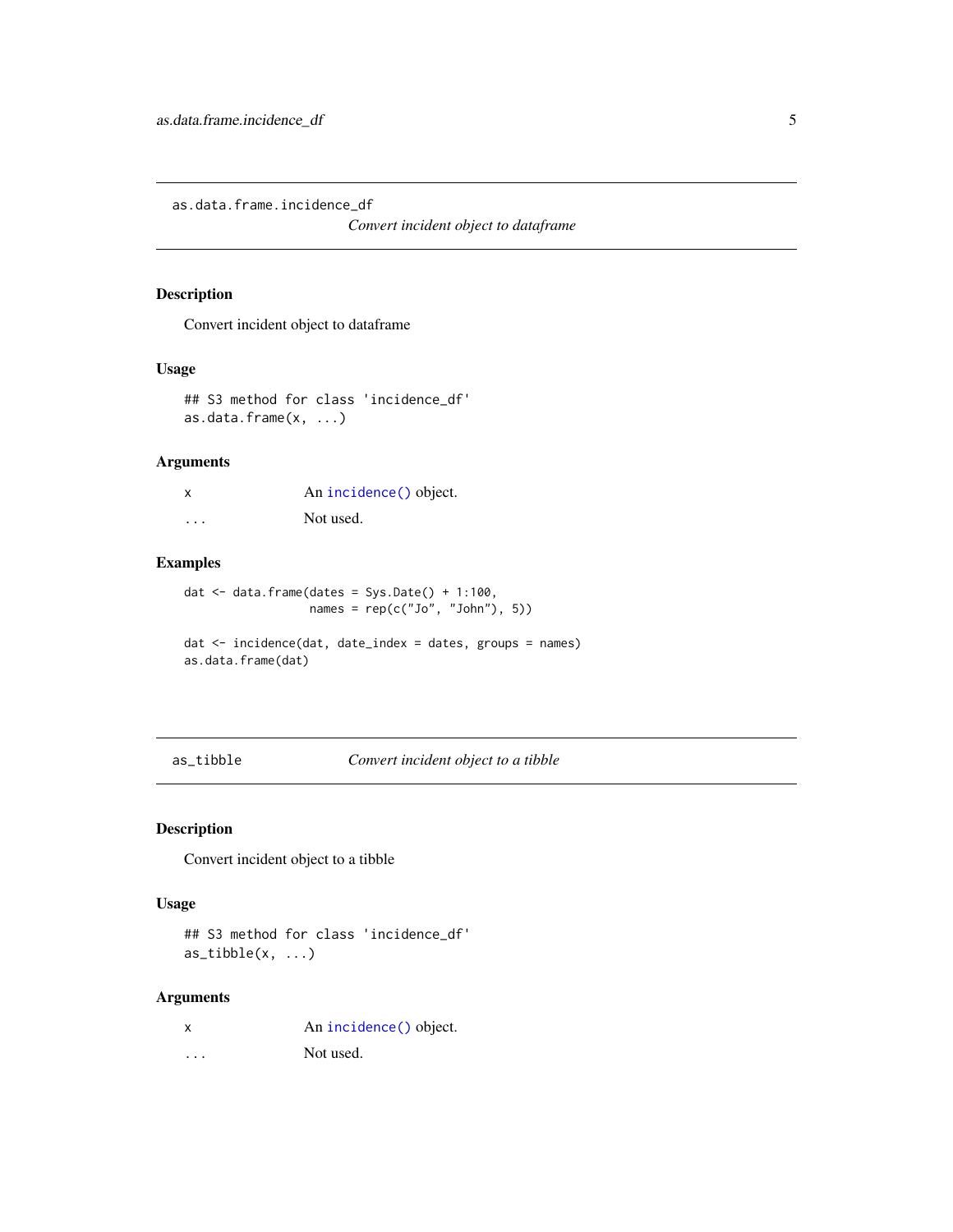## as.data.frame.incidence_df

*Convert incident object to dataframe*

### Description

Convert incident object to dataframe

### Usage

```
## S3 method for class 'incidence_df'
as.data.frame(x, ...)
```

### Arguments

| | |
|---|---|
| x | An `incidence()` object. |
| ... | Not used. |

### Examples

```
dat <- data.frame(dates = Sys.Date() + 1:100,
                  names = rep(c("Jo", "John"), 5))

dat <- incidence(dat, date_index = dates, groups = names)
as.data.frame(dat)
```

## as_tibble

*Convert incident object to a tibble*

### Description

Convert incident object to a tibble

### Usage

```
## S3 method for class 'incidence_df'
as_tibble(x, ...)
```

### Arguments

| | |
|---|---|
| x | An `incidence()` object. |
| ... | Not used. |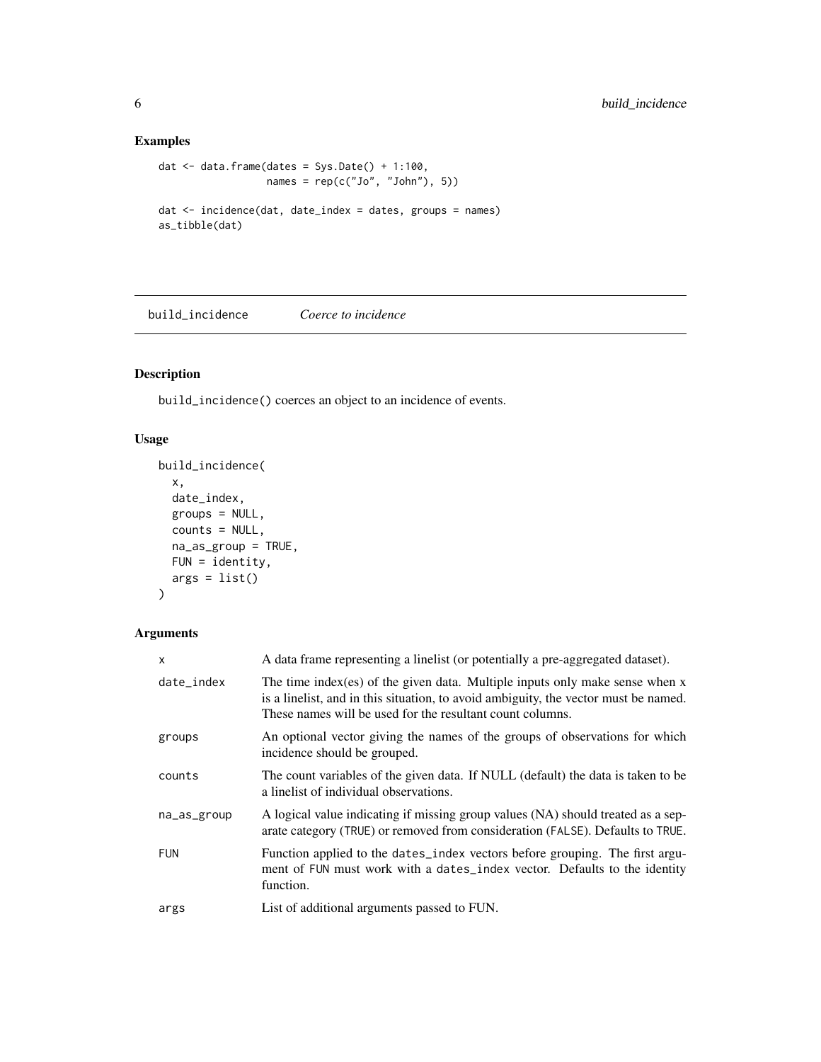## Examples

```
dat <- data.frame(dates = Sys.Date() + 1:100,
                  names = rep(c("Jo", "John"), 5))

dat <- incidence(dat, date_index = dates, groups = names)
as_tibble(dat)
```

---

# build_incidence *Coerce to incidence*

---

## Description

build_incidence() coerces an object to an incidence of events.

## Usage

```
build_incidence(
  x,
  date_index,
  groups = NULL,
  counts = NULL,
  na_as_group = TRUE,
  FUN = identity,
  args = list()
)
```

## Arguments

| | |
|---|---|
| x | A data frame representing a linelist (or potentially a pre-aggregated dataset). |
| date_index | The time index(es) of the given data. Multiple inputs only make sense when x is a linelist, and in this situation, to avoid ambiguity, the vector must be named. These names will be used for the resultant count columns. |
| groups | An optional vector giving the names of the groups of observations for which incidence should be grouped. |
| counts | The count variables of the given data. If NULL (default) the data is taken to be a linelist of individual observations. |
| na_as_group | A logical value indicating if missing group values (NA) should treated as a separate category (TRUE) or removed from consideration (FALSE). Defaults to TRUE. |
| FUN | Function applied to the dates_index vectors before grouping. The first argument of FUN must work with a dates_index vector. Defaults to the identity function. |
| args | List of additional arguments passed to FUN. |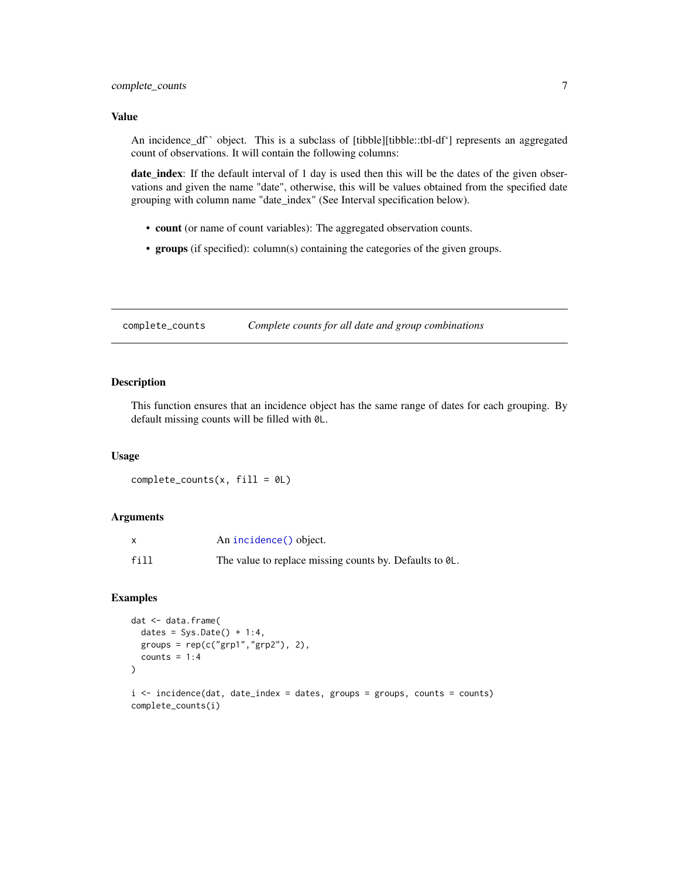### Value

An incidence_df`` object. This is a subclass of [tibble][tibble::tbl-df'] represents an aggregated count of observations. It will contain the following columns:

**date_index**: If the default interval of 1 day is used then this will be the dates of the given observations and given the name "date", otherwise, this will be values obtained from the specified date grouping with column name "date_index" (See Interval specification below).

- **count** (or name of count variables): The aggregated observation counts.
- **groups** (if specified): column(s) containing the categories of the given groups.

---

## complete_counts — *Complete counts for all date and group combinations*

---

### Description

This function ensures that an incidence object has the same range of dates for each grouping. By default missing counts will be filled with `0L`.

### Usage

```
complete_counts(x, fill = 0L)
```

### Arguments

| | |
|---|---|
| x | An `incidence()` object. |
| fill | The value to replace missing counts by. Defaults to `0L`. |

### Examples

```
dat <- data.frame(
  dates = Sys.Date() + 1:4,
  groups = rep(c("grp1","grp2"), 2),
  counts = 1:4
)

i <- incidence(dat, date_index = dates, groups = groups, counts = counts)
complete_counts(i)
```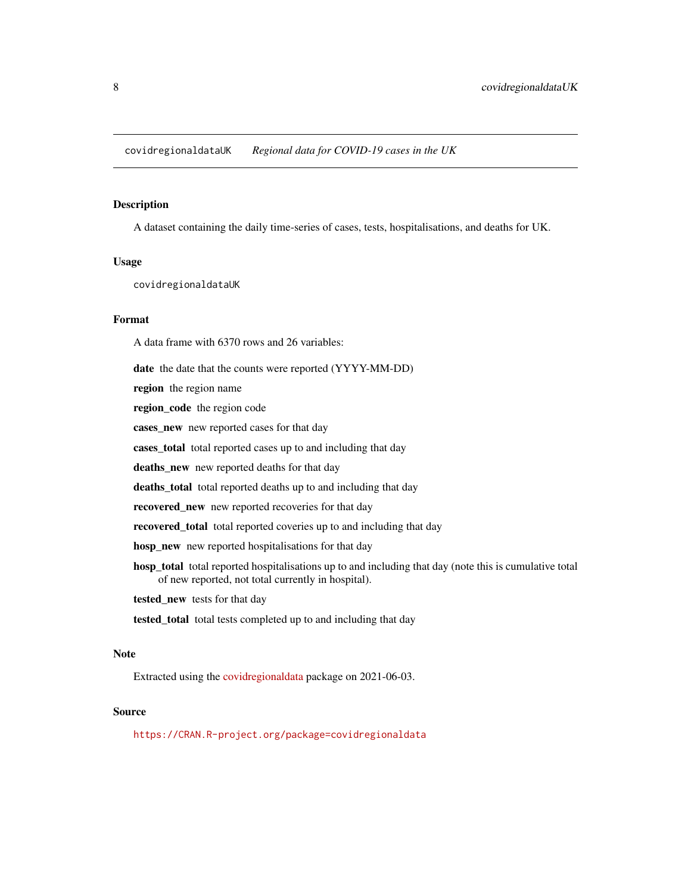`covidregionaldataUK` *Regional data for COVID-19 cases in the UK*

## Description

A dataset containing the daily time-series of cases, tests, hospitalisations, and deaths for UK.

## Usage

```
covidregionaldataUK
```

## Format

A data frame with 6370 rows and 26 variables:

- **date** the date that the counts were reported (YYYY-MM-DD)
- **region** the region name
- **region_code** the region code
- **cases_new** new reported cases for that day
- **cases_total** total reported cases up to and including that day
- **deaths_new** new reported deaths for that day
- **deaths_total** total reported deaths up to and including that day
- **recovered_new** new reported recoveries for that day
- **recovered_total** total reported coveries up to and including that day
- **hosp_new** new reported hospitalisations for that day
- **hosp_total** total reported hospitalisations up to and including that day (note this is cumulative total of new reported, not total currently in hospital).
- **tested_new** tests for that day
- **tested_total** total tests completed up to and including that day

## Note

Extracted using the covidregionaldata package on 2021-06-03.

## Source

https://CRAN.R-project.org/package=covidregionaldata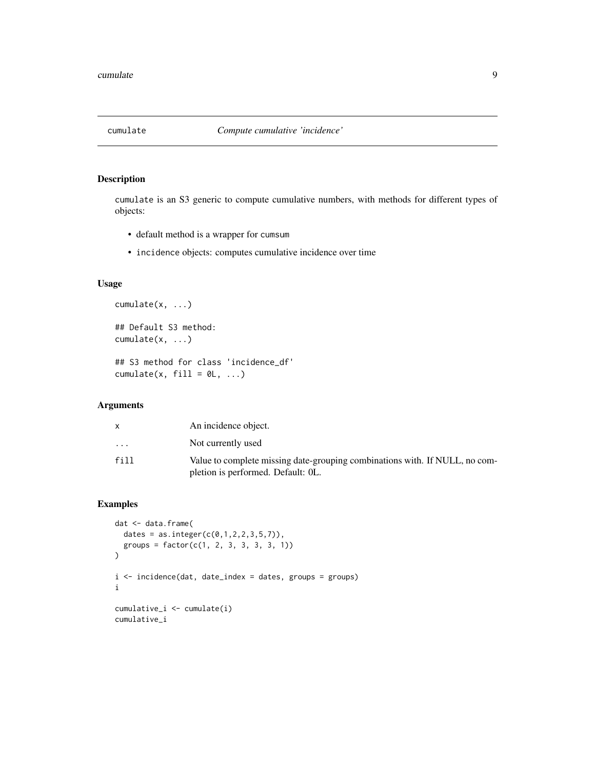## cumulate — *Compute cumulative 'incidence'*

### Description

`cumulate` is an S3 generic to compute cumulative numbers, with methods for different types of objects:

- default method is a wrapper for `cumsum`
- `incidence` objects: computes cumulative incidence over time

### Usage

```
cumulate(x, ...)

## Default S3 method:
cumulate(x, ...)

## S3 method for class 'incidence_df'
cumulate(x, fill = 0L, ...)
```

### Arguments

| | |
|---|---|
| `x` | An incidence object. |
| `...` | Not currently used |
| `fill` | Value to complete missing date-grouping combinations with. If NULL, no completion is performed. Default: 0L. |

### Examples

```
dat <- data.frame(
  dates = as.integer(c(0,1,2,2,3,5,7)),
  groups = factor(c(1, 2, 3, 3, 3, 3, 1))
)

i <- incidence(dat, date_index = dates, groups = groups)
i

cumulative_i <- cumulate(i)
cumulative_i
```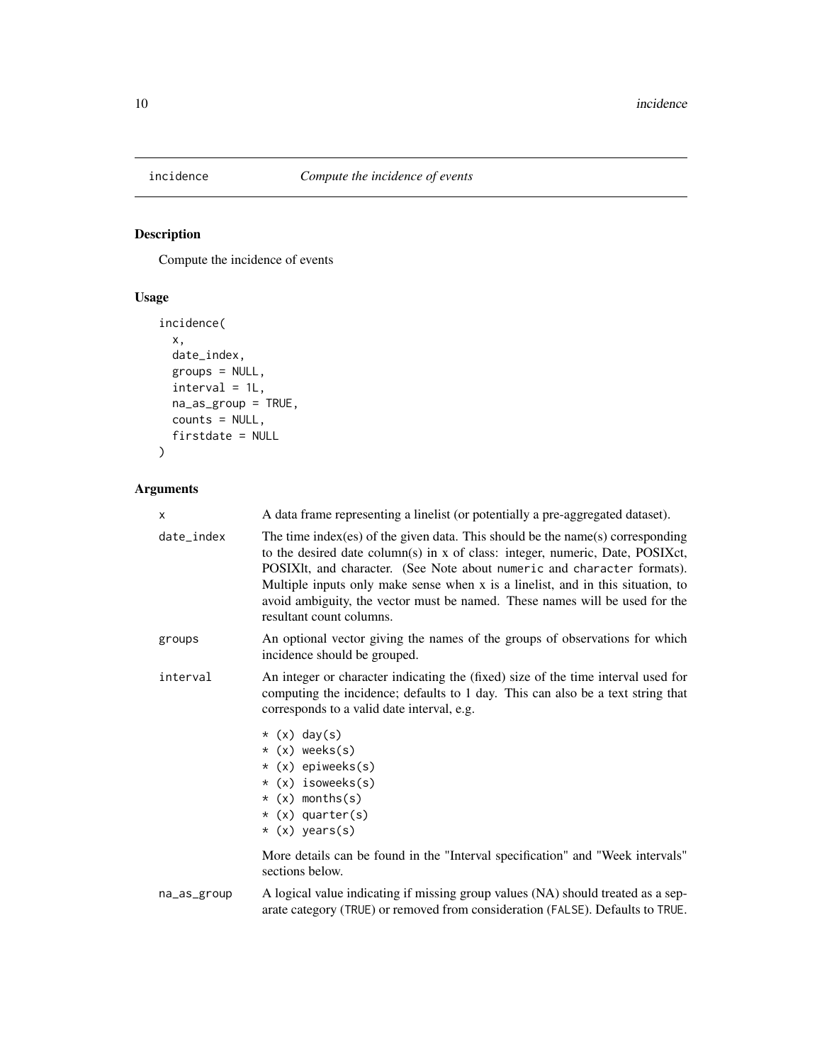## incidence — *Compute the incidence of events*

### Description

Compute the incidence of events

### Usage

```
incidence(
  x,
  date_index,
  groups = NULL,
  interval = 1L,
  na_as_group = TRUE,
  counts = NULL,
  firstdate = NULL
)
```

### Arguments

| | |
|---|---|
| `x` | A data frame representing a linelist (or potentially a pre-aggregated dataset). |
| `date_index` | The time index(es) of the given data. This should be the name(s) corresponding to the desired date column(s) in x of class: integer, numeric, Date, POSIXct, POSIXlt, and character. (See Note about `numeric` and `character` formats). Multiple inputs only make sense when x is a linelist, and in this situation, to avoid ambiguity, the vector must be named. These names will be used for the resultant count columns. |
| `groups` | An optional vector giving the names of the groups of observations for which incidence should be grouped. |
| `interval` | An integer or character indicating the (fixed) size of the time interval used for computing the incidence; defaults to 1 day. This can also be a text string that corresponds to a valid date interval, e.g.<br><br>`* (x) day(s)`<br>`* (x) weeks(s)`<br>`* (x) epiweeks(s)`<br>`* (x) isoweeks(s)`<br>`* (x) months(s)`<br>`* (x) quarter(s)`<br>`* (x) years(s)`<br><br>More details can be found in the "Interval specification" and "Week intervals" sections below. |
| `na_as_group` | A logical value indicating if missing group values (NA) should treated as a separate category (`TRUE`) or removed from consideration (`FALSE`). Defaults to `TRUE`. |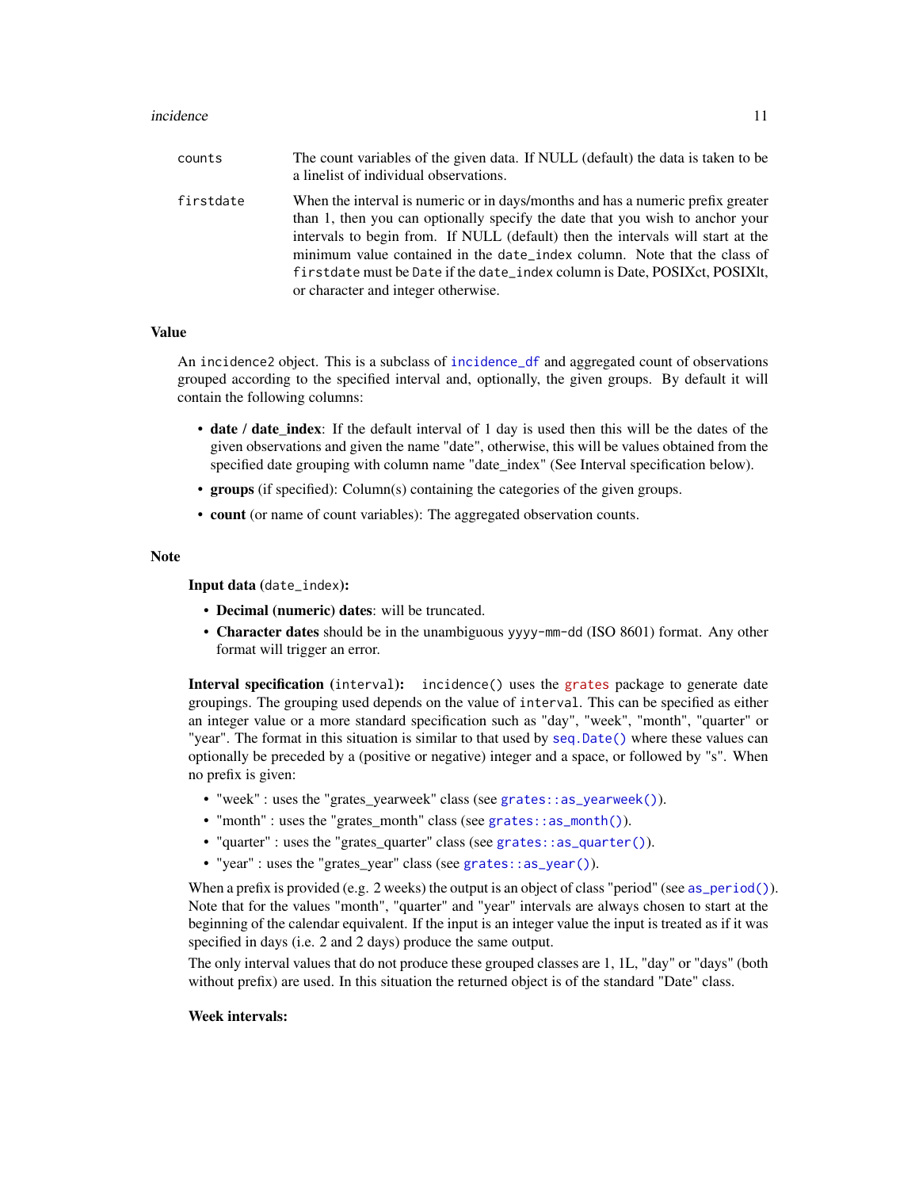| | |
|---|---|
| `counts` | The count variables of the given data. If NULL (default) the data is taken to be a linelist of individual observations. |
| `firstdate` | When the interval is numeric or in days/months and has a numeric prefix greater than 1, then you can optionally specify the date that you wish to anchor your intervals to begin from. If NULL (default) then the intervals will start at the minimum value contained in the `date_index` column. Note that the class of `firstdate` must be `Date` if the `date_index` column is Date, POSIXct, POSIXlt, or character and integer otherwise. |

### Value

An `incidence2` object. This is a subclass of `incidence_df` and aggregated count of observations grouped according to the specified interval and, optionally, the given groups. By default it will contain the following columns:

- **date / date_index**: If the default interval of 1 day is used then this will be the dates of the given observations and given the name "date", otherwise, this will be values obtained from the specified date grouping with column name "date_index" (See Interval specification below).
- **groups** (if specified): Column(s) containing the categories of the given groups.
- **count** (or name of count variables): The aggregated observation counts.

### Note

**Input data (`date_index`):**

- **Decimal (numeric) dates**: will be truncated.
- **Character dates** should be in the unambiguous `yyyy-mm-dd` (ISO 8601) format. Any other format will trigger an error.

**Interval specification (`interval`):** `incidence()` uses the grates package to generate date groupings. The grouping used depends on the value of `interval`. This can be specified as either an integer value or a more standard specification such as "day", "week", "month", "quarter" or "year". The format in this situation is similar to that used by `seq.Date()` where these values can optionally be preceded by a (positive or negative) integer and a space, or followed by "s". When no prefix is given:

- "week" : uses the "grates_yearweek" class (see `grates::as_yearweek()`).
- "month" : uses the "grates_month" class (see `grates::as_month()`).
- "quarter" : uses the "grates_quarter" class (see `grates::as_quarter()`).
- "year" : uses the "grates_year" class (see `grates::as_year()`).

When a prefix is provided (e.g. 2 weeks) the output is an object of class "period" (see `as_period()`). Note that for the values "month", "quarter" and "year" intervals are always chosen to start at the beginning of the calendar equivalent. If the input is an integer value the input is treated as if it was specified in days (i.e. 2 and 2 days) produce the same output.

The only interval values that do not produce these grouped classes are 1, 1L, "day" or "days" (both without prefix) are used. In this situation the returned object is of the standard "Date" class.

**Week intervals:**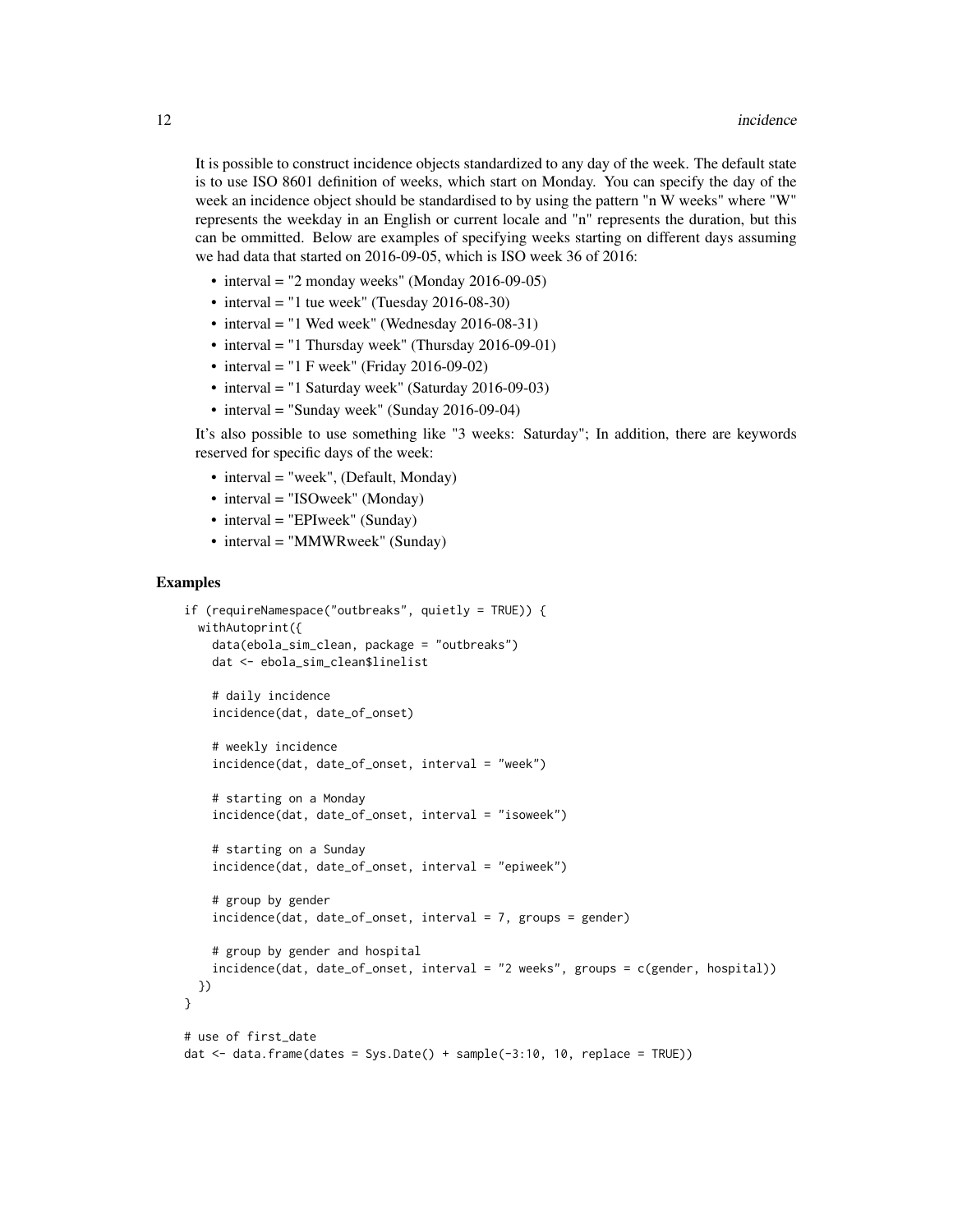It is possible to construct incidence objects standardized to any day of the week. The default state is to use ISO 8601 definition of weeks, which start on Monday. You can specify the day of the week an incidence object should be standardised to by using the pattern "n W weeks" where "W" represents the weekday in an English or current locale and "n" represents the duration, but this can be ommitted. Below are examples of specifying weeks starting on different days assuming we had data that started on 2016-09-05, which is ISO week 36 of 2016:

- interval = "2 monday weeks" (Monday 2016-09-05)
- interval = "1 tue week" (Tuesday 2016-08-30)
- interval = "1 Wed week" (Wednesday 2016-08-31)
- interval = "1 Thursday week" (Thursday 2016-09-01)
- interval = "1 F week" (Friday 2016-09-02)
- interval = "1 Saturday week" (Saturday 2016-09-03)
- interval = "Sunday week" (Sunday 2016-09-04)

It's also possible to use something like "3 weeks: Saturday"; In addition, there are keywords reserved for specific days of the week:

- interval = "week", (Default, Monday)
- interval = "ISOweek" (Monday)
- interval = "EPIweek" (Sunday)
- interval = "MMWRweek" (Sunday)

## Examples

```
if (requireNamespace("outbreaks", quietly = TRUE)) {
  withAutoprint({
    data(ebola_sim_clean, package = "outbreaks")
    dat <- ebola_sim_clean$linelist

    # daily incidence
    incidence(dat, date_of_onset)

    # weekly incidence
    incidence(dat, date_of_onset, interval = "week")

    # starting on a Monday
    incidence(dat, date_of_onset, interval = "isoweek")

    # starting on a Sunday
    incidence(dat, date_of_onset, interval = "epiweek")

    # group by gender
    incidence(dat, date_of_onset, interval = 7, groups = gender)

    # group by gender and hospital
    incidence(dat, date_of_onset, interval = "2 weeks", groups = c(gender, hospital))
  })
}

# use of first_date
dat <- data.frame(dates = Sys.Date() + sample(-3:10, 10, replace = TRUE))
```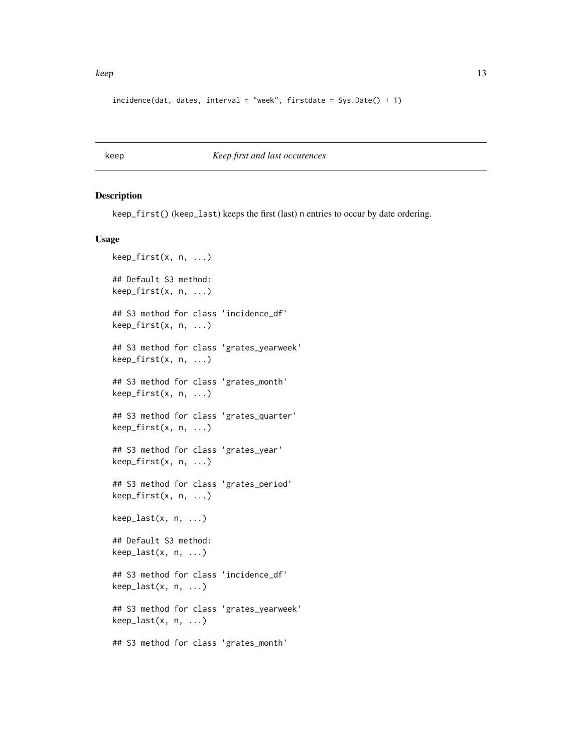```
incidence(dat, dates, interval = "week", firstdate = Sys.Date() + 1)
```

---

## keep — *Keep first and last occurences*

### Description

`keep_first()` (`keep_last`) keeps the first (last) `n` entries to occur by date ordering.

### Usage

```
keep_first(x, n, ...)

## Default S3 method:
keep_first(x, n, ...)

## S3 method for class 'incidence_df'
keep_first(x, n, ...)

## S3 method for class 'grates_yearweek'
keep_first(x, n, ...)

## S3 method for class 'grates_month'
keep_first(x, n, ...)

## S3 method for class 'grates_quarter'
keep_first(x, n, ...)

## S3 method for class 'grates_year'
keep_first(x, n, ...)

## S3 method for class 'grates_period'
keep_first(x, n, ...)

keep_last(x, n, ...)

## Default S3 method:
keep_last(x, n, ...)

## S3 method for class 'incidence_df'
keep_last(x, n, ...)

## S3 method for class 'grates_yearweek'
keep_last(x, n, ...)

## S3 method for class 'grates_month'
```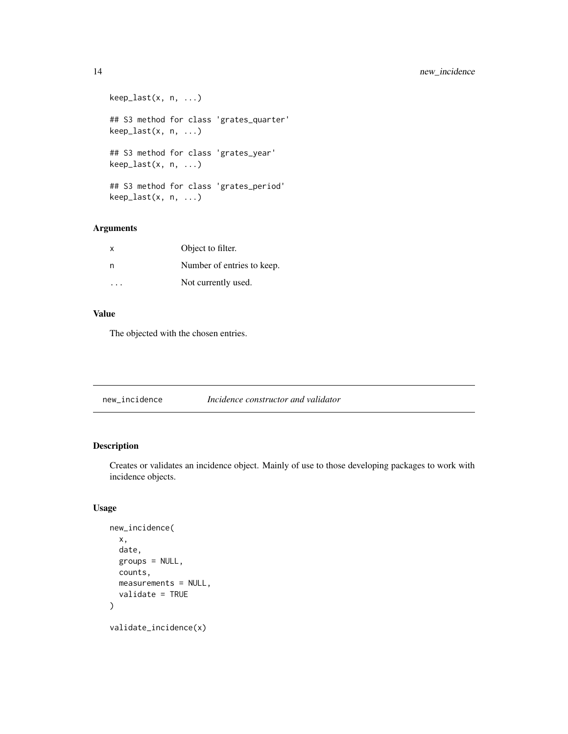```
keep_last(x, n, ...)

## S3 method for class 'grates_quarter'
keep_last(x, n, ...)

## S3 method for class 'grates_year'
keep_last(x, n, ...)

## S3 method for class 'grates_period'
keep_last(x, n, ...)
```

### Arguments

| | |
|---|---|
| x | Object to filter. |
| n | Number of entries to keep. |
| ... | Not currently used. |

### Value

The objected with the chosen entries.

---

## new_incidence *Incidence constructor and validator*

### Description

Creates or validates an incidence object. Mainly of use to those developing packages to work with incidence objects.

### Usage

```
new_incidence(
  x,
  date,
  groups = NULL,
  counts,
  measurements = NULL,
  validate = TRUE
)

validate_incidence(x)
```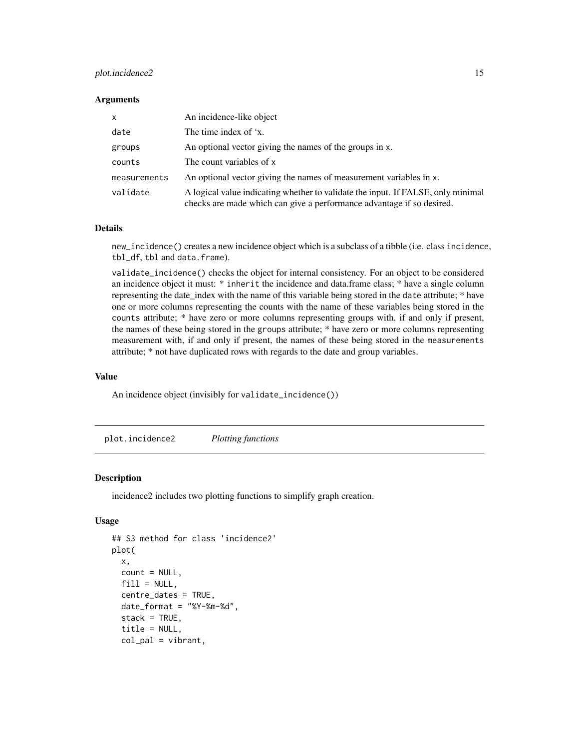### Arguments

| | |
|---|---|
| `x` | An incidence-like object |
| `date` | The time index of 'x. |
| `groups` | An optional vector giving the names of the groups in x. |
| `counts` | The count variables of x |
| `measurements` | An optional vector giving the names of measurement variables in x. |
| `validate` | A logical value indicating whether to validate the input. If FALSE, only minimal checks are made which can give a performance advantage if so desired. |

### Details

`new_incidence()` creates a new incidence object which is a subclass of a tibble (i.e. class `incidence`, `tbl_df`, `tbl` and `data.frame`).

`validate_incidence()` checks the object for internal consistency. For an object to be considered an incidence object it must: * `inherit` the incidence and data.frame class; * have a single column representing the date_index with the name of this variable being stored in the `date` attribute; * have one or more columns representing the counts with the name of these variables being stored in the `counts` attribute; * have zero or more columns representing groups with, if and only if present, the names of these being stored in the `groups` attribute; * have zero or more columns representing measurement with, if and only if present, the names of these being stored in the `measurements` attribute; * not have duplicated rows with regards to the date and group variables.

### Value

An incidence object (invisibly for `validate_incidence()`)

---

## plot.incidence2 *Plotting functions*

### Description

incidence2 includes two plotting functions to simplify graph creation.

### Usage

```
## S3 method for class 'incidence2'
plot(
  x,
  count = NULL,
  fill = NULL,
  centre_dates = TRUE,
  date_format = "%Y-%m-%d",
  stack = TRUE,
  title = NULL,
  col_pal = vibrant,
```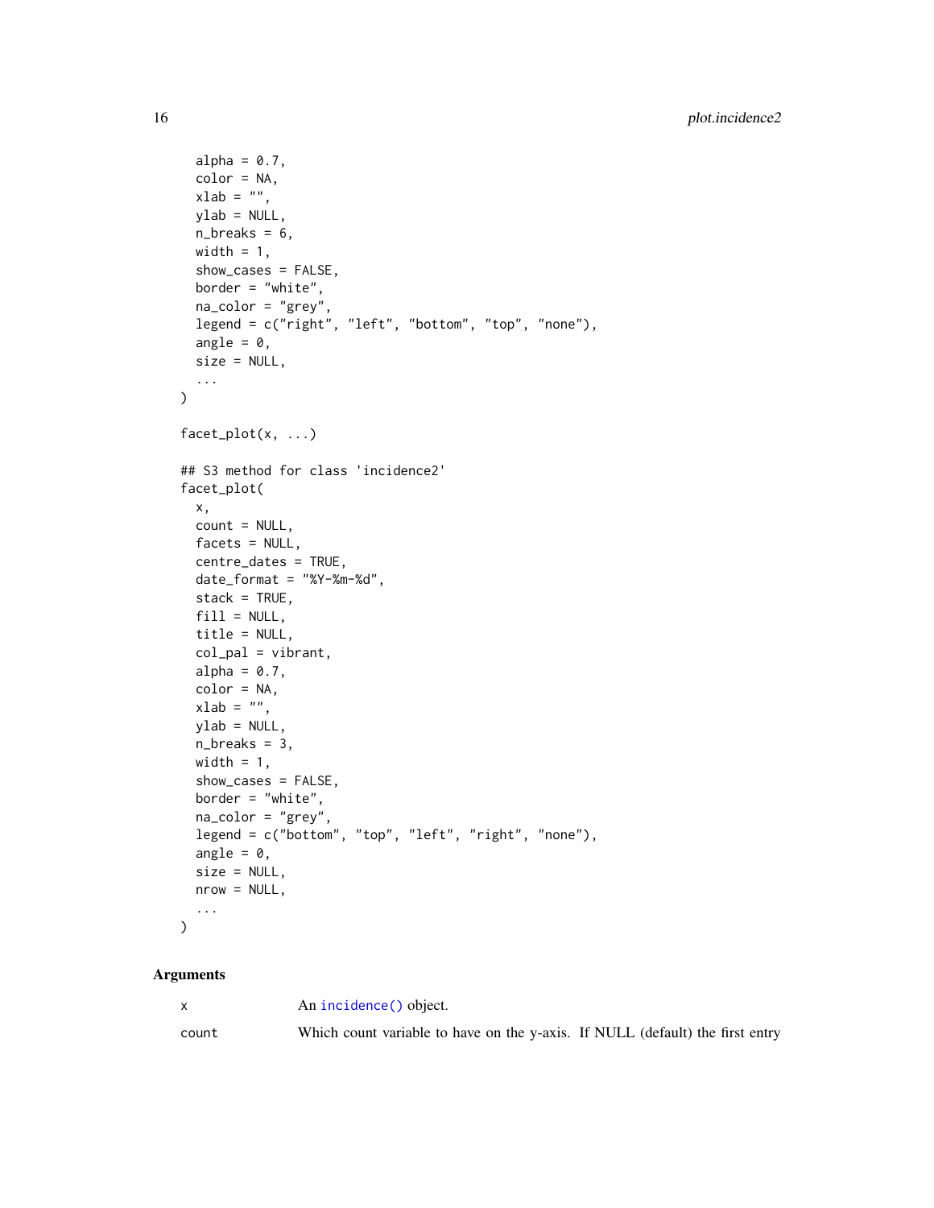```
  alpha = 0.7,
  color = NA,
  xlab = "",
  ylab = NULL,
  n_breaks = 6,
  width = 1,
  show_cases = FALSE,
  border = "white",
  na_color = "grey",
  legend = c("right", "left", "bottom", "top", "none"),
  angle = 0,
  size = NULL,
  ...
)

facet_plot(x, ...)

## S3 method for class 'incidence2'
facet_plot(
  x,
  count = NULL,
  facets = NULL,
  centre_dates = TRUE,
  date_format = "%Y-%m-%d",
  stack = TRUE,
  fill = NULL,
  title = NULL,
  col_pal = vibrant,
  alpha = 0.7,
  color = NA,
  xlab = "",
  ylab = NULL,
  n_breaks = 3,
  width = 1,
  show_cases = FALSE,
  border = "white",
  na_color = "grey",
  legend = c("bottom", "top", "left", "right", "none"),
  angle = 0,
  size = NULL,
  nrow = NULL,
  ...
)
```

## Arguments

| | |
|---|---|
| x | An `incidence()` object. |
| count | Which count variable to have on the y-axis. If NULL (default) the first entry |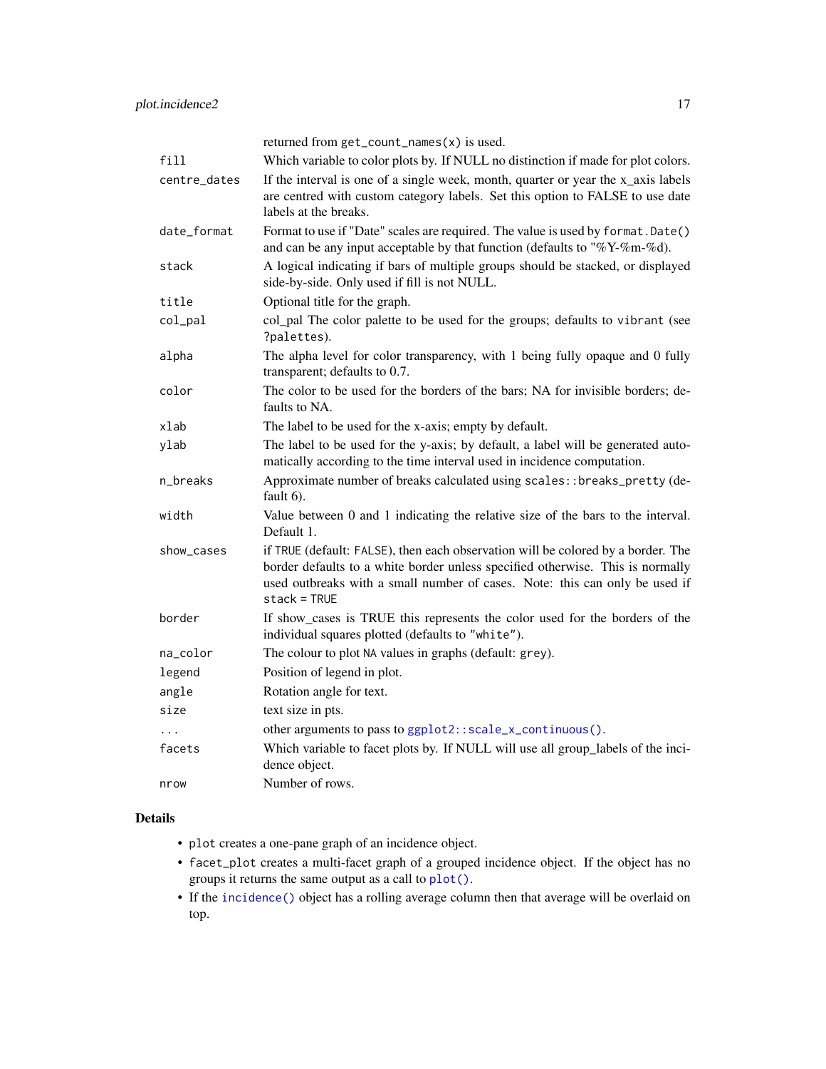returned from `get_count_names(x)` is used.

| | |
|---|---|
| `fill` | Which variable to color plots by. If NULL no distinction if made for plot colors. |
| `centre_dates` | If the interval is one of a single week, month, quarter or year the x_axis labels are centred with custom category labels. Set this option to FALSE to use date labels at the breaks. |
| `date_format` | Format to use if "Date" scales are required. The value is used by `format.Date()` and can be any input acceptable by that function (defaults to "%Y-%m-%d). |
| `stack` | A logical indicating if bars of multiple groups should be stacked, or displayed side-by-side. Only used if fill is not NULL. |
| `title` | Optional title for the graph. |
| `col_pal` | col_pal The color palette to be used for the groups; defaults to `vibrant` (see `?palettes`). |
| `alpha` | The alpha level for color transparency, with 1 being fully opaque and 0 fully transparent; defaults to 0.7. |
| `color` | The color to be used for the borders of the bars; NA for invisible borders; defaults to NA. |
| `xlab` | The label to be used for the x-axis; empty by default. |
| `ylab` | The label to be used for the y-axis; by default, a label will be generated automatically according to the time interval used in incidence computation. |
| `n_breaks` | Approximate number of breaks calculated using `scales::breaks_pretty` (default 6). |
| `width` | Value between 0 and 1 indicating the relative size of the bars to the interval. Default 1. |
| `show_cases` | if `TRUE` (default: `FALSE`), then each observation will be colored by a border. The border defaults to a white border unless specified otherwise. This is normally used outbreaks with a small number of cases. Note: this can only be used if `stack = TRUE` |
| `border` | If show_cases is TRUE this represents the color used for the borders of the individual squares plotted (defaults to `"white"`). |
| `na_color` | The colour to plot `NA` values in graphs (default: `grey`). |
| `legend` | Position of legend in plot. |
| `angle` | Rotation angle for text. |
| `size` | text size in pts. |
| `...` | other arguments to pass to `ggplot2::scale_x_continuous()`. |
| `facets` | Which variable to facet plots by. If NULL will use all group_labels of the incidence object. |
| `nrow` | Number of rows. |

## Details

- `plot` creates a one-pane graph of an incidence object.
- `facet_plot` creates a multi-facet graph of a grouped incidence object. If the object has no groups it returns the same output as a call to `plot()`.
- If the `incidence()` object has a rolling average column then that average will be overlaid on top.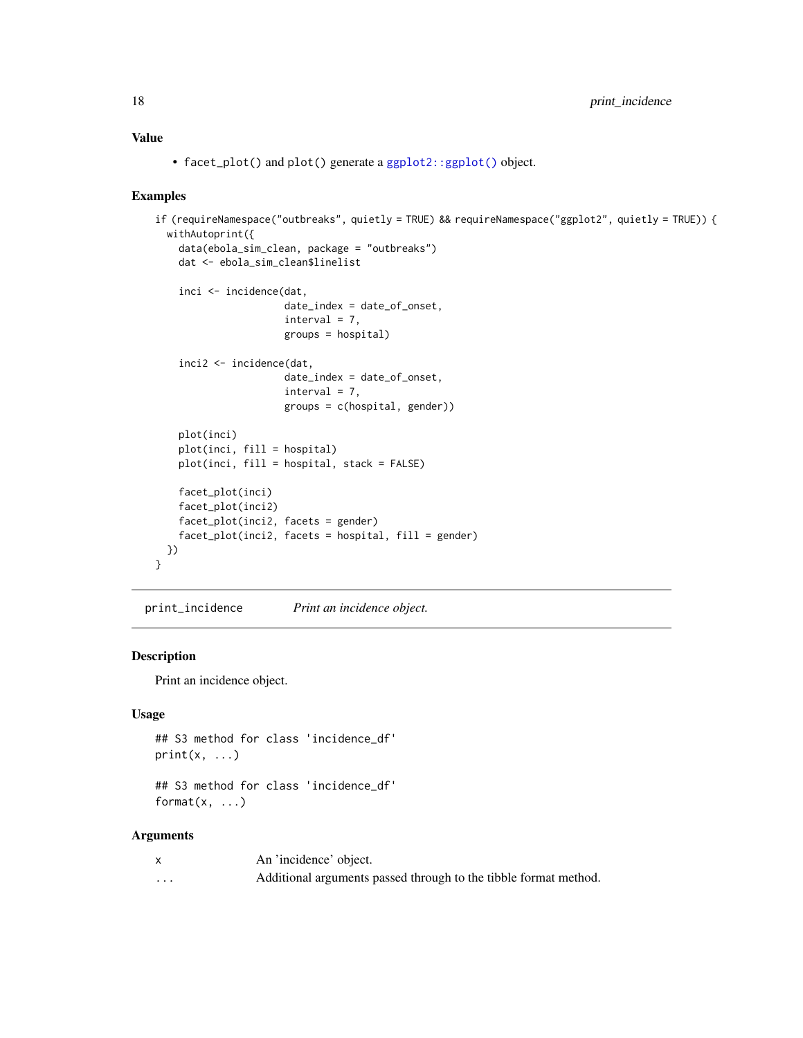## Value

- `facet_plot()` and `plot()` generate a `ggplot2::ggplot()` object.

## Examples

```
if (requireNamespace("outbreaks", quietly = TRUE) && requireNamespace("ggplot2", quietly = TRUE)) {
  withAutoprint({
    data(ebola_sim_clean, package = "outbreaks")
    dat <- ebola_sim_clean$linelist

    inci <- incidence(dat,
                      date_index = date_of_onset,
                      interval = 7,
                      groups = hospital)

    inci2 <- incidence(dat,
                       date_index = date_of_onset,
                       interval = 7,
                       groups = c(hospital, gender))

    plot(inci)
    plot(inci, fill = hospital)
    plot(inci, fill = hospital, stack = FALSE)

    facet_plot(inci)
    facet_plot(inci2)
    facet_plot(inci2, facets = gender)
    facet_plot(inci2, facets = hospital, fill = gender)
  })
}
```

---

# `print_incidence` *Print an incidence object.*

---

## Description

Print an incidence object.

## Usage

```
## S3 method for class 'incidence_df'
print(x, ...)

## S3 method for class 'incidence_df'
format(x, ...)
```

## Arguments

| | |
|---|---|
| `x` | An 'incidence' object. |
| `...` | Additional arguments passed through to the tibble format method. |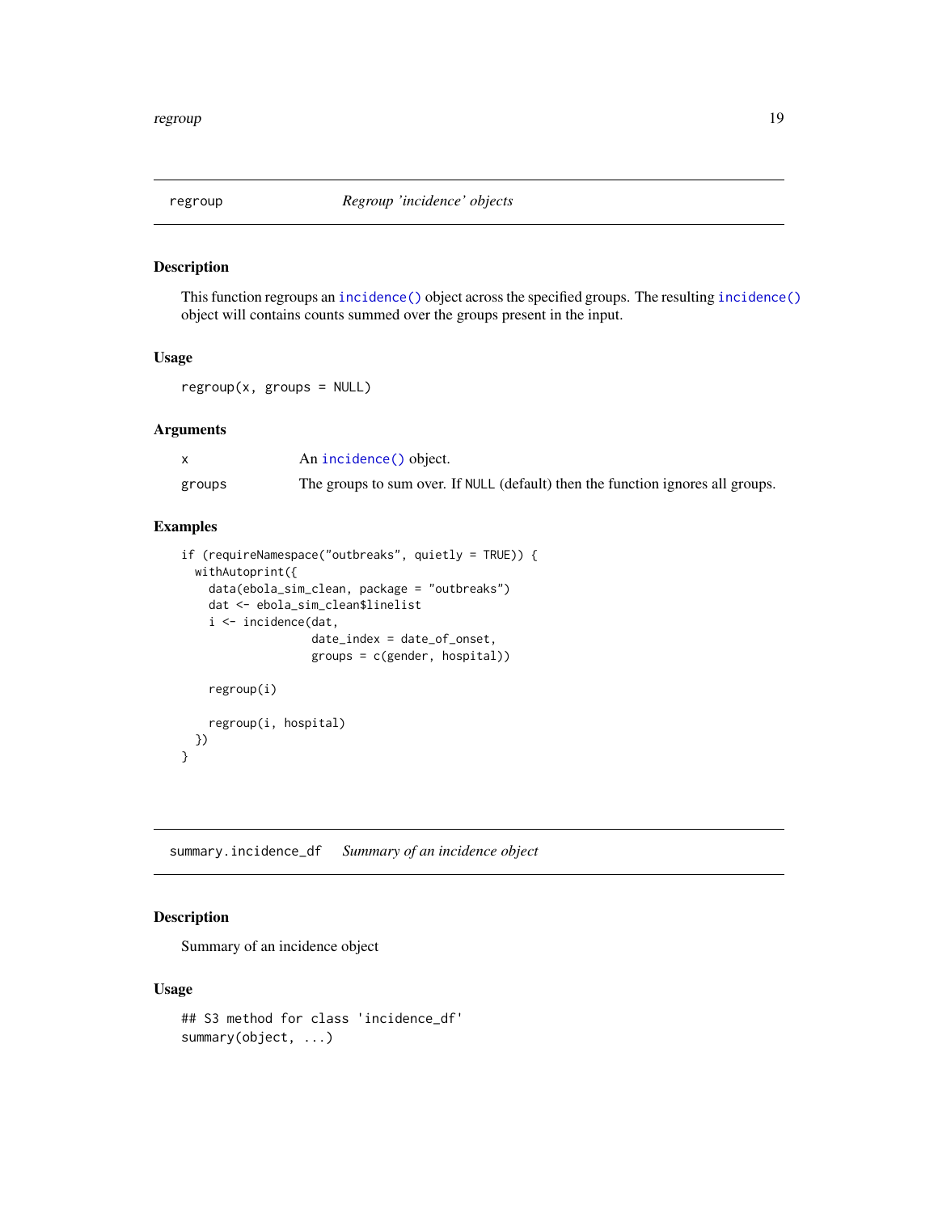## regroup *Regroup 'incidence' objects*

### Description

This function regroups an `incidence()` object across the specified groups. The resulting `incidence()` object will contains counts summed over the groups present in the input.

### Usage

```
regroup(x, groups = NULL)
```

### Arguments

| | |
|---|---|
| `x` | An `incidence()` object. |
| `groups` | The groups to sum over. If `NULL` (default) then the function ignores all groups. |

### Examples

```
if (requireNamespace("outbreaks", quietly = TRUE)) {
  withAutoprint({
    data(ebola_sim_clean, package = "outbreaks")
    dat <- ebola_sim_clean$linelist
    i <- incidence(dat,
                   date_index = date_of_onset,
                   groups = c(gender, hospital))

    regroup(i)

    regroup(i, hospital)
  })
}
```

## summary.incidence_df *Summary of an incidence object*

### Description

Summary of an incidence object

### Usage

```
## S3 method for class 'incidence_df'
summary(object, ...)
```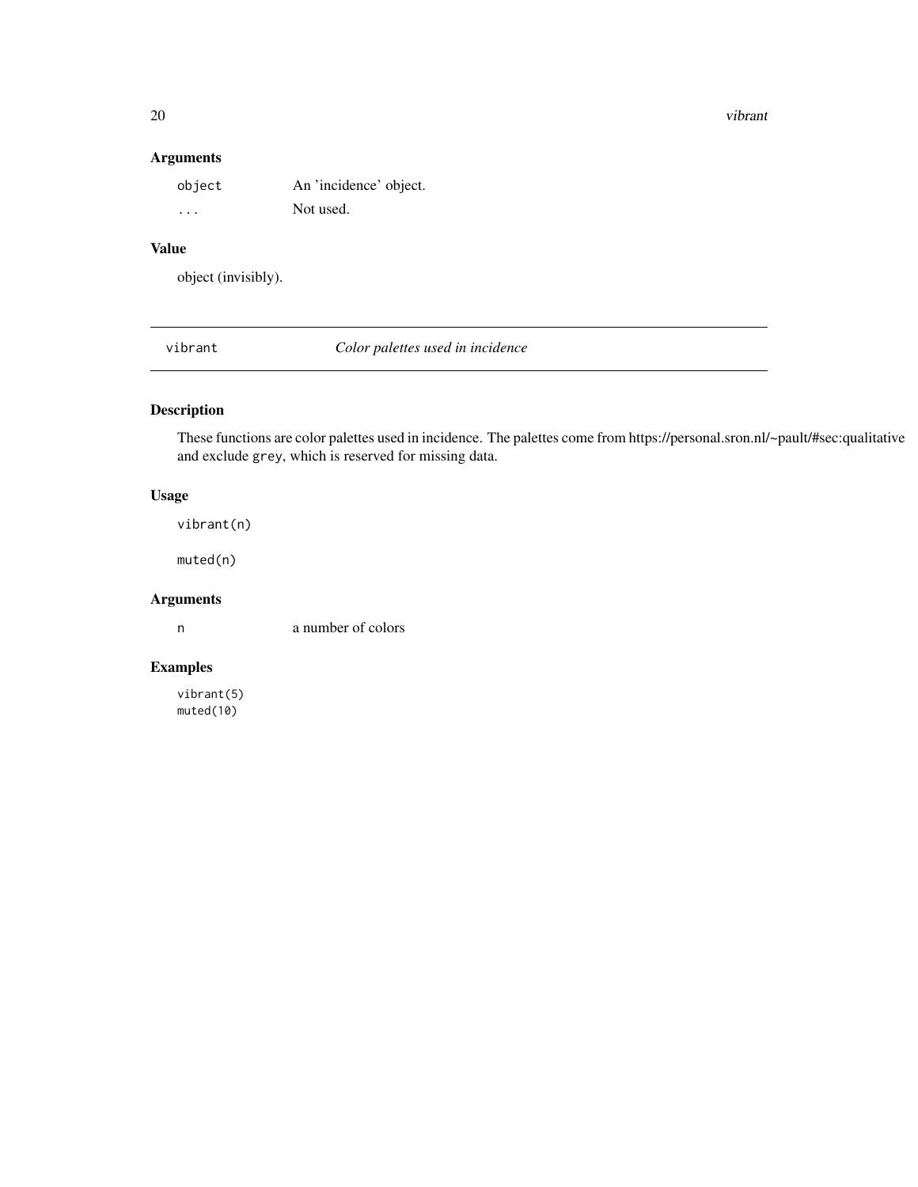## Arguments

| | |
|---|---|
| `object` | An 'incidence' object. |
| `...` | Not used. |

## Value

object (invisibly).

---

# vibrant — *Color palettes used in incidence*

---

## Description

These functions are color palettes used in incidence. The palettes come from https://personal.sron.nl/~pault/#sec:qualitative and exclude `grey`, which is reserved for missing data.

## Usage

```
vibrant(n)

muted(n)
```

## Arguments

| | |
|---|---|
| `n` | a number of colors |

## Examples

```
vibrant(5)
muted(10)
```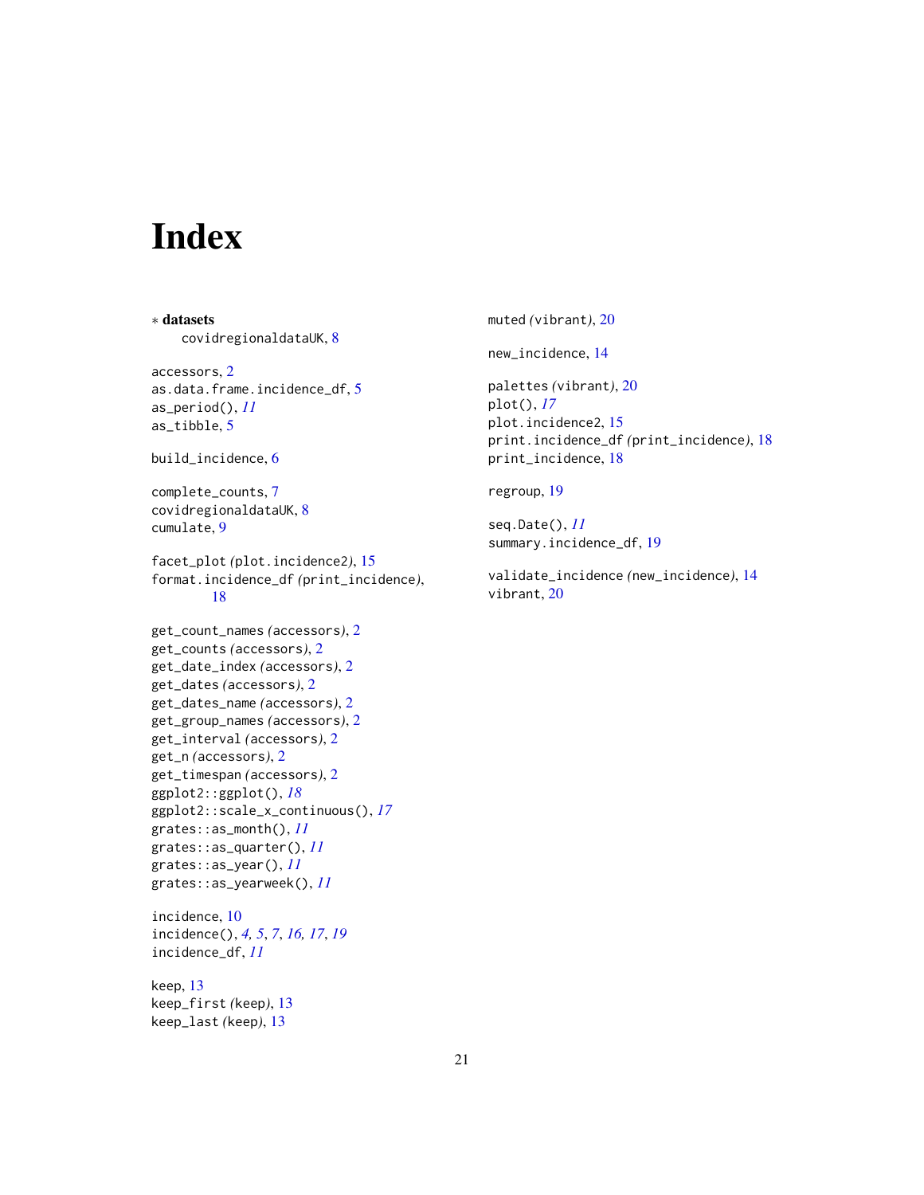# Index

∗ **datasets**
covidregionaldataUK, 8

accessors, 2
as.data.frame.incidence_df, 5
as_period(), *11*
as_tibble, 5

build_incidence, 6

complete_counts, 7
covidregionaldataUK, 8
cumulate, 9

facet_plot *(*plot.incidence2*)*, 15
format.incidence_df *(*print_incidence*)*, 18

get_count_names *(*accessors*)*, 2
get_counts *(*accessors*)*, 2
get_date_index *(*accessors*)*, 2
get_dates *(*accessors*)*, 2
get_dates_name *(*accessors*)*, 2
get_group_names *(*accessors*)*, 2
get_interval *(*accessors*)*, 2
get_n *(*accessors*)*, 2
get_timespan *(*accessors*)*, 2
ggplot2::ggplot(), *18*
ggplot2::scale_x_continuous(), *17*
grates::as_month(), *11*
grates::as_quarter(), *11*
grates::as_year(), *11*
grates::as_yearweek(), *11*

incidence, 10
incidence(), *4, 5*, *7*, *16, 17*, *19*
incidence_df, *11*

keep, 13
keep_first *(*keep*)*, 13
keep_last *(*keep*)*, 13

muted *(*vibrant*)*, 20

new_incidence, 14

palettes *(*vibrant*)*, 20
plot(), *17*
plot.incidence2, 15
print.incidence_df *(*print_incidence*)*, 18
print_incidence, 18

regroup, 19

seq.Date(), *11*
summary.incidence_df, 19

validate_incidence *(*new_incidence*)*, 14
vibrant, 20